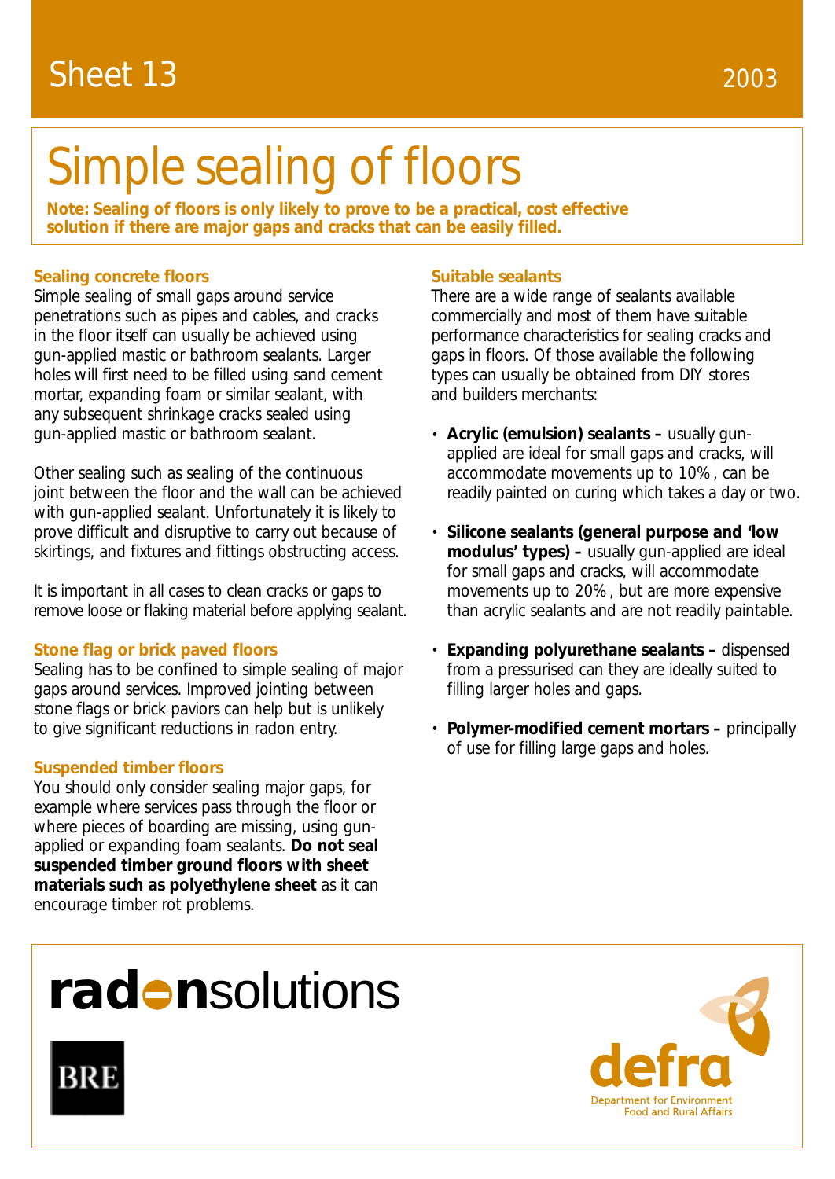Sheet 13

2003

# Simple sealing of floors

**Note: Sealing of floors is only likely to prove to be a practical, cost effective solution if there are major gaps and cracks that can be easily filled.**

## Sealing concrete floors

Simple sealing of small gaps around service penetrations such as pipes and cables, and cracks in the floor itself can usually be achieved using gun-applied mastic or bathroom sealants. Larger holes will first need to be filled using sand cement mortar, expanding foam or similar sealant, with any subsequent shrinkage cracks sealed using gun-applied mastic or bathroom sealant.

Other sealing such as sealing of the continuous joint between the floor and the wall can be achieved with gun-applied sealant. Unfortunately it is likely to prove difficult and disruptive to carry out because of skirtings, and fixtures and fittings obstructing access.

It is important in all cases to clean cracks or gaps to remove loose or flaking material before applying sealant.

## Stone flag or brick paved floors

Sealing has to be confined to simple sealing of major gaps around services. Improved jointing between stone flags or brick paviors can help but is unlikely to give significant reductions in radon entry.

## Suspended timber floors

You should only consider sealing major gaps, for example where services pass through the floor or where pieces of boarding are missing, using gun-applied or expanding foam sealants. **Do not seal suspended timber ground floors with sheet materials such as polyethylene sheet** as it can encourage timber rot problems.

## Suitable sealants

There are a wide range of sealants available commercially and most of them have suitable performance characteristics for sealing cracks and gaps in floors. Of those available the following types can usually be obtained from DIY stores and builders merchants:

- **Acrylic (emulsion) sealants –** usually gun-applied are ideal for small gaps and cracks, will accommodate movements up to 10%, can be readily painted on curing which takes a day or two.
- **Silicone sealants (general purpose and 'low modulus' types) –** usually gun-applied are ideal for small gaps and cracks, will accommodate movements up to 20%, but are more expensive than acrylic sealants and are not readily paintable.
- **Expanding polyurethane sealants –** dispensed from a pressurised can they are ideally suited to filling larger holes and gaps.
- **Polymer-modified cement mortars –** principally of use for filling large gaps and holes.

radonsolutions

BRE

defra
Department for Environment Food and Rural Affairs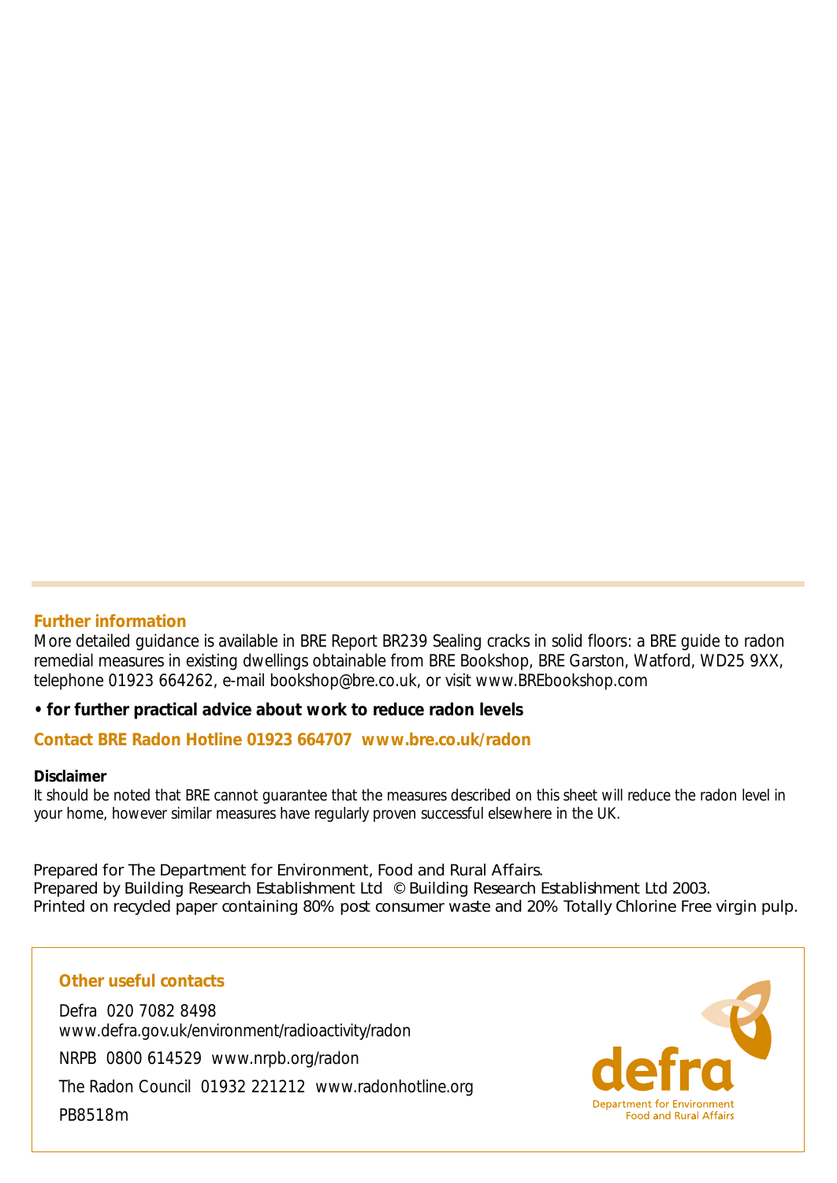## Further information

More detailed guidance is available in BRE Report BR239 Sealing cracks in solid floors: a BRE guide to radon remedial measures in existing dwellings obtainable from BRE Bookshop, BRE Garston, Watford, WD25 9XX, telephone 01923 664262, e-mail bookshop@bre.co.uk, or visit www.BREbookshop.com

- **for further practical advice about work to reduce radon levels**

**Contact BRE Radon Hotline 01923 664707 www.bre.co.uk/radon**

**Disclaimer**

It should be noted that BRE cannot guarantee that the measures described on this sheet will reduce the radon level in your home, however similar measures have regularly proven successful elsewhere in the UK.

Prepared for The Department for Environment, Food and Rural Affairs.
Prepared by Building Research Establishment Ltd © Building Research Establishment Ltd 2003.
Printed on recycled paper containing 80% post consumer waste and 20% Totally Chlorine Free virgin pulp.

### Other useful contacts

Defra 020 7082 8498
www.defra.gov.uk/environment/radioactivity/radon

NRPB 0800 614529 www.nrpb.org/radon

The Radon Council 01932 221212 www.radonhotline.org

PB8518m

defra
Department for Environment
Food and Rural Affairs